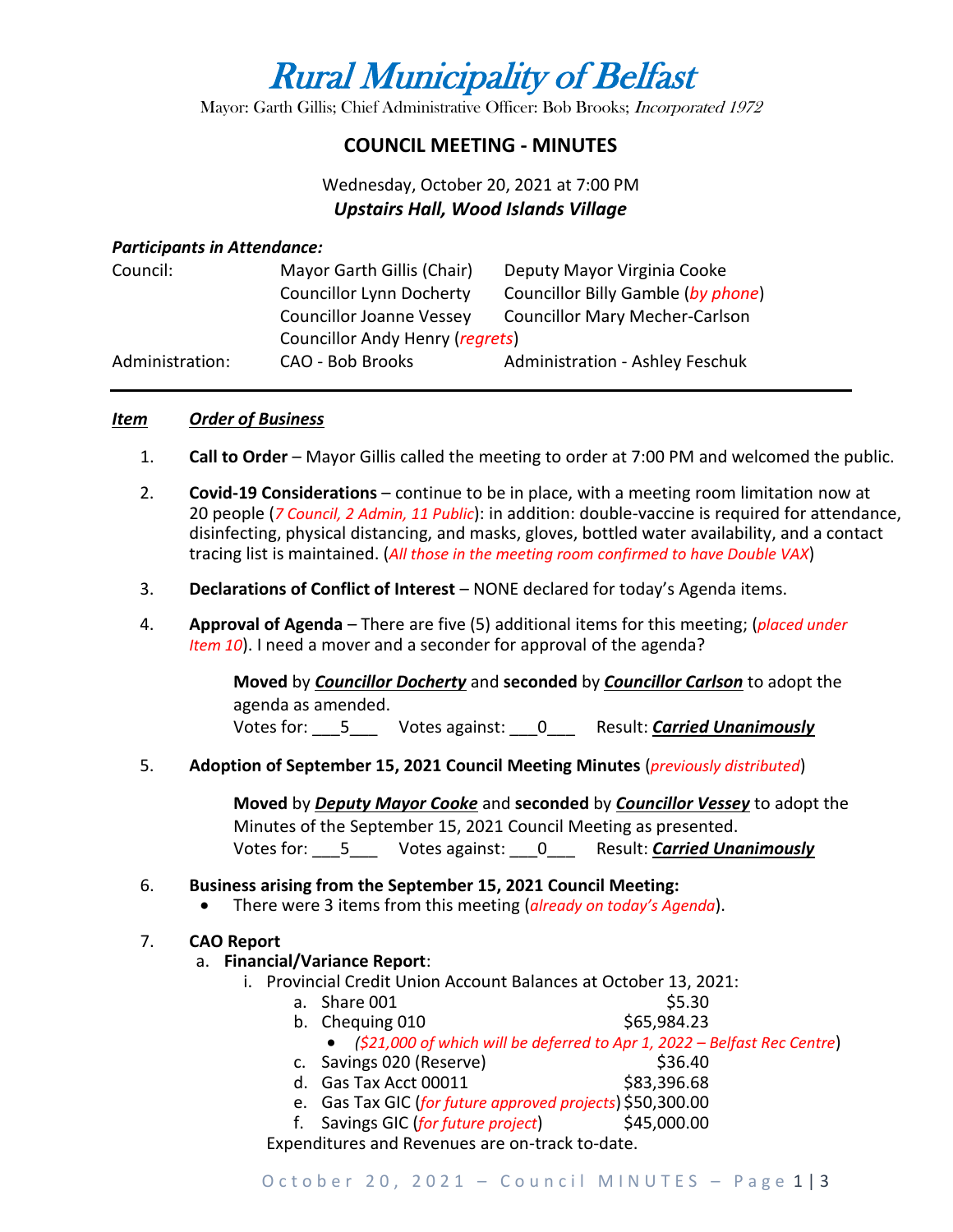# Rural Municipality of Belfast

Mayor: Garth Gillis; Chief Administrative Officer: Bob Brooks; *Incorporated 1972*

## COUNCIL MEETING - MINUTES

Wednesday, October 20, 2021 at 7:00 PM
***Upstairs Hall, Wood Islands Village***

***Participants in Attendance:***

| | | |
|---|---|---|
| Council: | Mayor Garth Gillis (Chair) | Deputy Mayor Virginia Cooke |
| | Councillor Lynn Docherty | Councillor Billy Gamble (*by phone*) |
| | Councillor Joanne Vessey | Councillor Mary Mecher-Carlson |
| | Councillor Andy Henry (*regrets*) | |
| Administration: | CAO - Bob Brooks | Administration - Ashley Feschuk |

---

***Item*** ***Order of Business***

1. **Call to Order** – Mayor Gillis called the meeting to order at 7:00 PM and welcomed the public.

2. **Covid-19 Considerations** – continue to be in place, with a meeting room limitation now at 20 people (*7 Council, 2 Admin, 11 Public*): in addition: double-vaccine is required for attendance, disinfecting, physical distancing, and masks, gloves, bottled water availability, and a contact tracing list is maintained. (*All those in the meeting room confirmed to have Double VAX*)

3. **Declarations of Conflict of Interest** – NONE declared for today's Agenda items.

4. **Approval of Agenda** – There are five (5) additional items for this meeting; (*placed under Item 10*). I need a mover and a seconder for approval of the agenda?

   **Moved** by ***Councillor Docherty*** and **seconded** by ***Councillor Carlson*** to adopt the agenda as amended.
   Votes for: ___5___ Votes against: ___0___ Result: ***Carried Unanimously***

5. **Adoption of September 15, 2021 Council Meeting Minutes** (*previously distributed*)

   **Moved** by ***Deputy Mayor Cooke*** and **seconded** by ***Councillor Vessey*** to adopt the Minutes of the September 15, 2021 Council Meeting as presented.
   Votes for: ___5___ Votes against: ___0___ Result: ***Carried Unanimously***

6. **Business arising from the September 15, 2021 Council Meeting:**
   - There were 3 items from this meeting (*already on today's Agenda*).

7. **CAO Report**
   a. **Financial/Variance Report**:
      i. Provincial Credit Union Account Balances at October 13, 2021:
         a. Share 001 $5.30
         b. Chequing 010 $65,984.23
            - (*$21,000 of which will be deferred to Apr 1, 2022 – Belfast Rec Centre*)
         c. Savings 020 (Reserve) $36.40
         d. Gas Tax Acct 00011 $83,396.68
         e. Gas Tax GIC (*for future approved projects*) $50,300.00
         f. Savings GIC (*for future project*) $45,000.00

      Expenditures and Revenues are on-track to-date.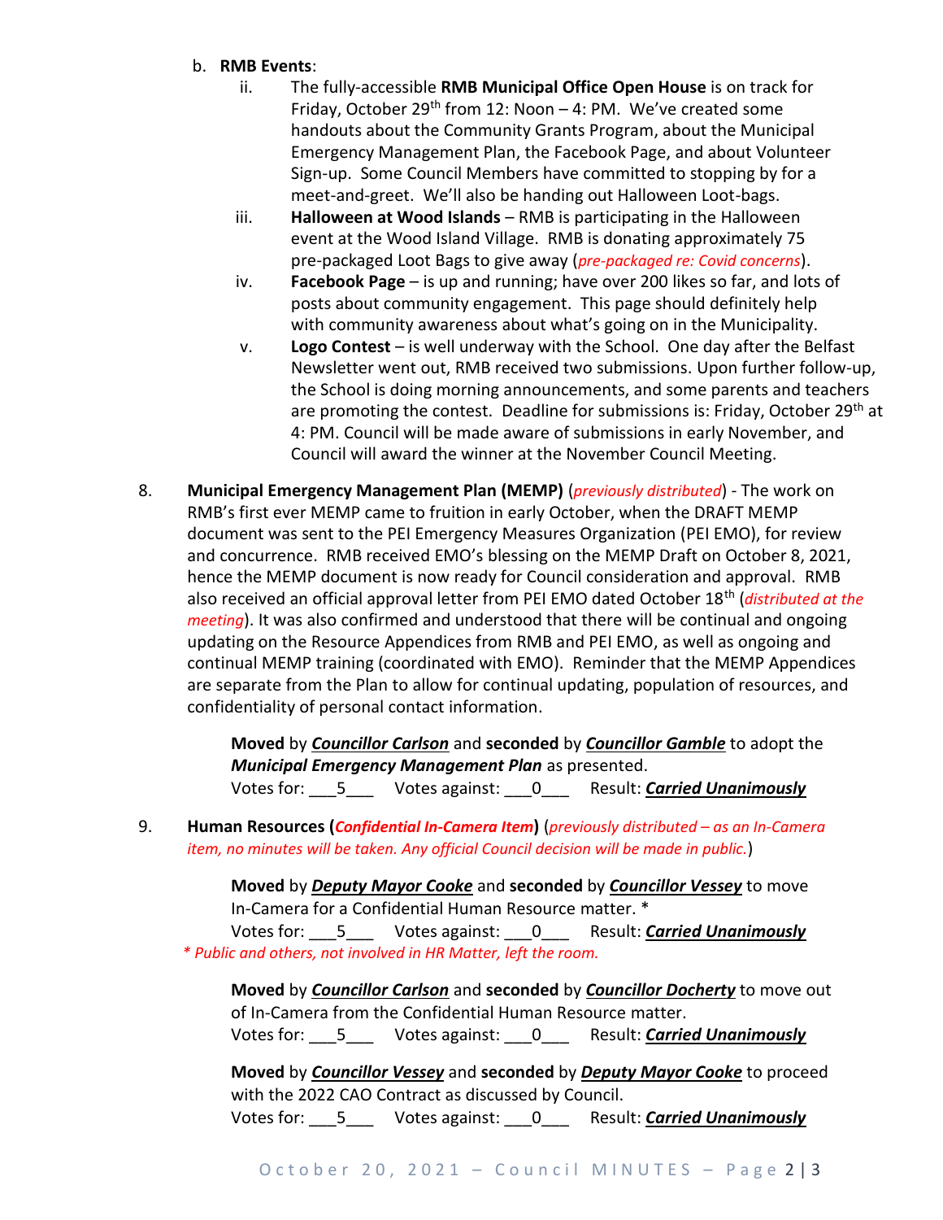b. **RMB Events**:

   ii. The fully-accessible **RMB Municipal Office Open House** is on track for Friday, October 29th from 12: Noon – 4: PM. We've created some handouts about the Community Grants Program, about the Municipal Emergency Management Plan, the Facebook Page, and about Volunteer Sign-up. Some Council Members have committed to stopping by for a meet-and-greet. We'll also be handing out Halloween Loot-bags.

   iii. **Halloween at Wood Islands** – RMB is participating in the Halloween event at the Wood Island Village. RMB is donating approximately 75 pre-packaged Loot Bags to give away (*pre-packaged re: Covid concerns*).

   iv. **Facebook Page** – is up and running; have over 200 likes so far, and lots of posts about community engagement. This page should definitely help with community awareness about what's going on in the Municipality.

   v. **Logo Contest** – is well underway with the School. One day after the Belfast Newsletter went out, RMB received two submissions. Upon further follow-up, the School is doing morning announcements, and some parents and teachers are promoting the contest. Deadline for submissions is: Friday, October 29th at 4: PM. Council will be made aware of submissions in early November, and Council will award the winner at the November Council Meeting.

8. **Municipal Emergency Management Plan (MEMP)** (*previously distributed*) - The work on RMB's first ever MEMP came to fruition in early October, when the DRAFT MEMP document was sent to the PEI Emergency Measures Organization (PEI EMO), for review and concurrence. RMB received EMO's blessing on the MEMP Draft on October 8, 2021, hence the MEMP document is now ready for Council consideration and approval. RMB also received an official approval letter from PEI EMO dated October 18th (*distributed at the meeting*). It was also confirmed and understood that there will be continual and ongoing updating on the Resource Appendices from RMB and PEI EMO, as well as ongoing and continual MEMP training (coordinated with EMO). Reminder that the MEMP Appendices are separate from the Plan to allow for continual updating, population of resources, and confidentiality of personal contact information.

   **Moved** by ***Councillor Carlson*** and **seconded** by ***Councillor Gamble*** to adopt the ***Municipal Emergency Management Plan*** as presented.
   Votes for: ___5___ Votes against: ___0___ Result: ***Carried Unanimously***

9. **Human Resources (*Confidential In-Camera Item*)** (*previously distributed – as an In-Camera item, no minutes will be taken. Any official Council decision will be made in public.*)

   **Moved** by ***Deputy Mayor Cooke*** and **seconded** by ***Councillor Vessey*** to move In-Camera for a Confidential Human Resource matter. *
   Votes for: ___5___ Votes against: ___0___ Result: ***Carried Unanimously***
   *\* Public and others, not involved in HR Matter, left the room.*

   **Moved** by ***Councillor Carlson*** and **seconded** by ***Councillor Docherty*** to move out of In-Camera from the Confidential Human Resource matter.
   Votes for: ___5___ Votes against: ___0___ Result: ***Carried Unanimously***

   **Moved** by ***Councillor Vessey*** and **seconded** by ***Deputy Mayor Cooke*** to proceed with the 2022 CAO Contract as discussed by Council.
   Votes for: ___5___ Votes against: ___0___ Result: ***Carried Unanimously***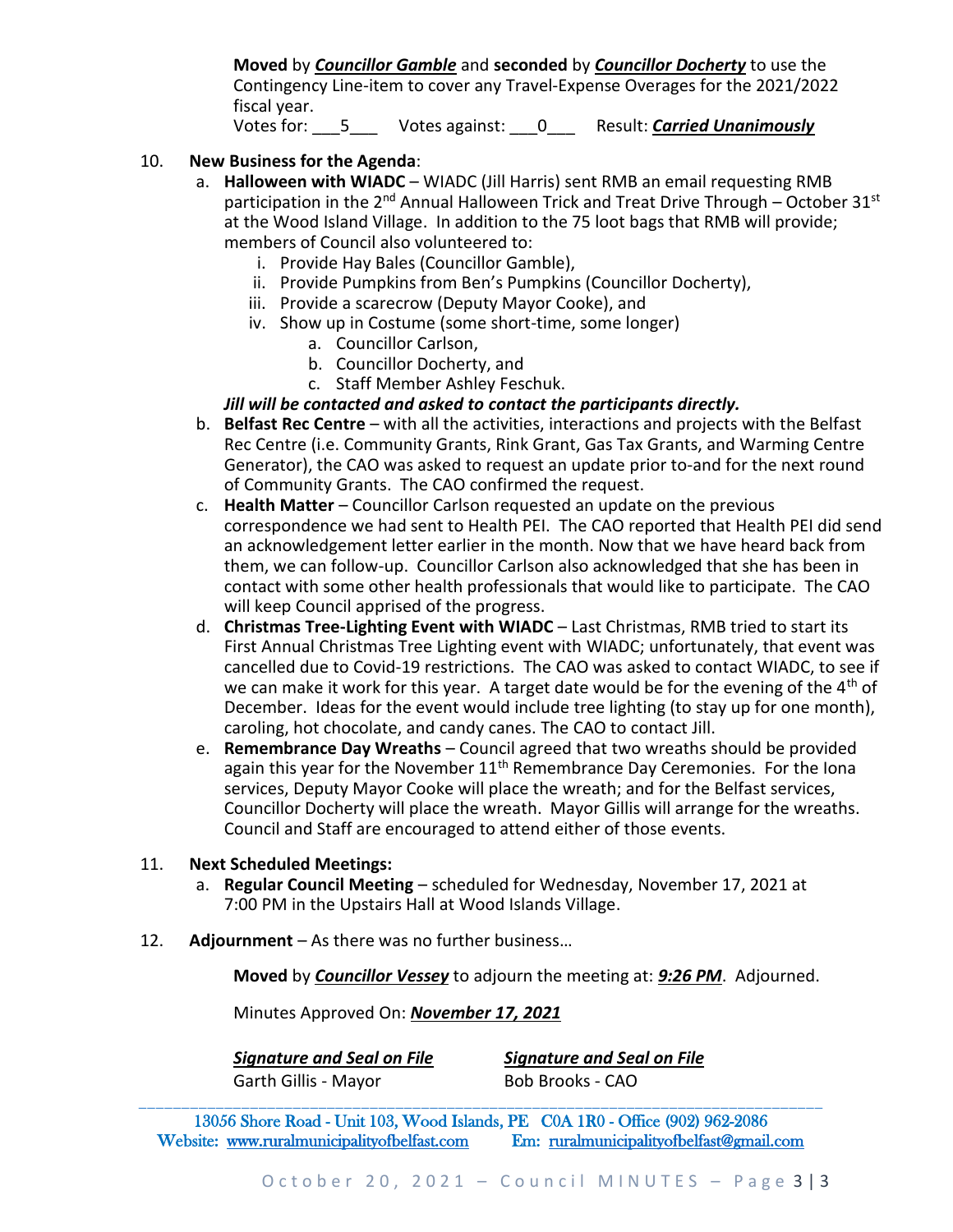**Moved** by ***Councillor Gamble*** and **seconded** by ***Councillor Docherty*** to use the Contingency Line-item to cover any Travel-Expense Overages for the 2021/2022 fiscal year.

Votes for: ___5___ Votes against: ___0___ Result: ***Carried Unanimously***

10. **New Business for the Agenda**:
    a. **Halloween with WIADC** – WIADC (Jill Harris) sent RMB an email requesting RMB participation in the 2nd Annual Halloween Trick and Treat Drive Through – October 31st at the Wood Island Village. In addition to the 75 loot bags that RMB will provide; members of Council also volunteered to:
        i. Provide Hay Bales (Councillor Gamble),
        ii. Provide Pumpkins from Ben's Pumpkins (Councillor Docherty),
        iii. Provide a scarecrow (Deputy Mayor Cooke), and
        iv. Show up in Costume (some short-time, some longer)
            a. Councillor Carlson,
            b. Councillor Docherty, and
            c. Staff Member Ashley Feschuk.

       ***Jill will be contacted and asked to contact the participants directly.***
    b. **Belfast Rec Centre** – with all the activities, interactions and projects with the Belfast Rec Centre (i.e. Community Grants, Rink Grant, Gas Tax Grants, and Warming Centre Generator), the CAO was asked to request an update prior to-and for the next round of Community Grants. The CAO confirmed the request.
    c. **Health Matter** – Councillor Carlson requested an update on the previous correspondence we had sent to Health PEI. The CAO reported that Health PEI did send an acknowledgement letter earlier in the month. Now that we have heard back from them, we can follow-up. Councillor Carlson also acknowledged that she has been in contact with some other health professionals that would like to participate. The CAO will keep Council apprised of the progress.
    d. **Christmas Tree-Lighting Event with WIADC** – Last Christmas, RMB tried to start its First Annual Christmas Tree Lighting event with WIADC; unfortunately, that event was cancelled due to Covid-19 restrictions. The CAO was asked to contact WIADC, to see if we can make it work for this year. A target date would be for the evening of the 4th of December. Ideas for the event would include tree lighting (to stay up for one month), caroling, hot chocolate, and candy canes. The CAO to contact Jill.
    e. **Remembrance Day Wreaths** – Council agreed that two wreaths should be provided again this year for the November 11th Remembrance Day Ceremonies. For the Iona services, Deputy Mayor Cooke will place the wreath; and for the Belfast services, Councillor Docherty will place the wreath. Mayor Gillis will arrange for the wreaths. Council and Staff are encouraged to attend either of those events.

11. **Next Scheduled Meetings:**
    a. **Regular Council Meeting** – scheduled for Wednesday, November 17, 2021 at 7:00 PM in the Upstairs Hall at Wood Islands Village.

12. **Adjournment** – As there was no further business…

**Moved** by ***Councillor Vessey*** to adjourn the meeting at: ***9:26 PM***. Adjourned.

Minutes Approved On: ***November 17, 2021***

| | |
|---|---|
| ***Signature and Seal on File*** | ***Signature and Seal on File*** |
| Garth Gillis - Mayor | Bob Brooks - CAO |

13056 Shore Road - Unit 103, Wood Islands, PE C0A 1R0 - Office (902) 962-2086
Website: www.ruralmunicipalityofbelfast.com Em: ruralmunicipalityofbelfast@gmail.com